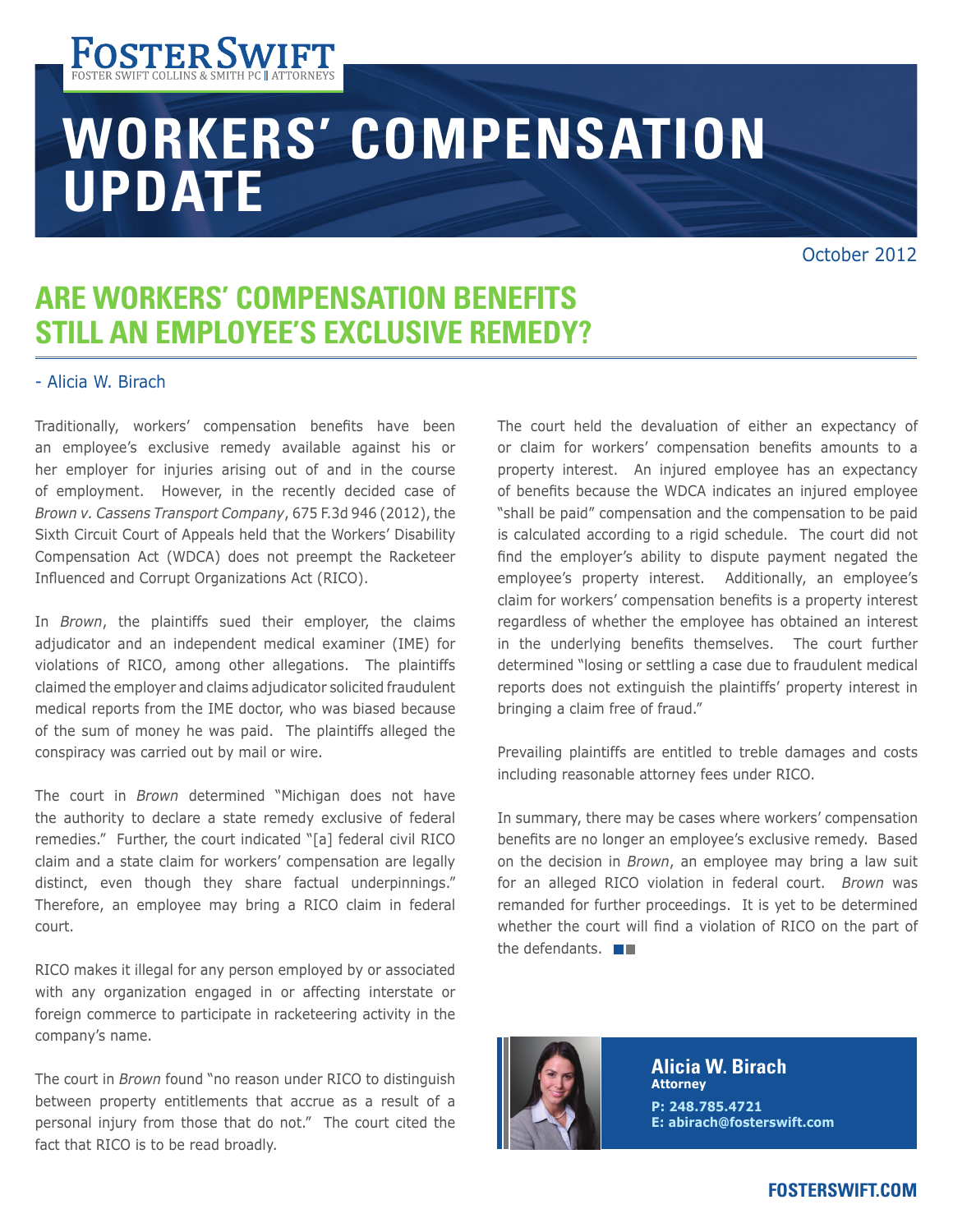# WORKERS' COMPENSATION UPDATE

October 2012

## ARE WORKERS' COMPENSATION BENEFITS STILL AN EMPLOYEE'S EXCLUSIVE REMEDY?

- Alicia W. Birach

Traditionally, workers' compensation benefits have been an employee's exclusive remedy available against his or her employer for injuries arising out of and in the course of employment. However, in the recently decided case of *Brown v. Cassens Transport Company*, 675 F.3d 946 (2012), the Sixth Circuit Court of Appeals held that the Workers' Disability Compensation Act (WDCA) does not preempt the Racketeer Influenced and Corrupt Organizations Act (RICO).

In *Brown*, the plaintiffs sued their employer, the claims adjudicator and an independent medical examiner (IME) for violations of RICO, among other allegations. The plaintiffs claimed the employer and claims adjudicator solicited fraudulent medical reports from the IME doctor, who was biased because of the sum of money he was paid. The plaintiffs alleged the conspiracy was carried out by mail or wire.

The court in *Brown* determined "Michigan does not have the authority to declare a state remedy exclusive of federal remedies." Further, the court indicated "[a] federal civil RICO claim and a state claim for workers' compensation are legally distinct, even though they share factual underpinnings." Therefore, an employee may bring a RICO claim in federal court.

RICO makes it illegal for any person employed by or associated with any organization engaged in or affecting interstate or foreign commerce to participate in racketeering activity in the company's name.

The court in *Brown* found "no reason under RICO to distinguish between property entitlements that accrue as a result of a personal injury from those that do not." The court cited the fact that RICO is to be read broadly.

The court held the devaluation of either an expectancy of or claim for workers' compensation benefits amounts to a property interest. An injured employee has an expectancy of benefits because the WDCA indicates an injured employee "shall be paid" compensation and the compensation to be paid is calculated according to a rigid schedule. The court did not find the employer's ability to dispute payment negated the employee's property interest. Additionally, an employee's claim for workers' compensation benefits is a property interest regardless of whether the employee has obtained an interest in the underlying benefits themselves. The court further determined "losing or settling a case due to fraudulent medical reports does not extinguish the plaintiffs' property interest in bringing a claim free of fraud."

Prevailing plaintiffs are entitled to treble damages and costs including reasonable attorney fees under RICO.

In summary, there may be cases where workers' compensation benefits are no longer an employee's exclusive remedy. Based on the decision in *Brown*, an employee may bring a law suit for an alleged RICO violation in federal court. *Brown* was remanded for further proceedings. It is yet to be determined whether the court will find a violation of RICO on the part of the defendants.

**Alicia W. Birach**
**Attorney**
**P: 248.785.4721**
**E: abirach@fosterswift.com**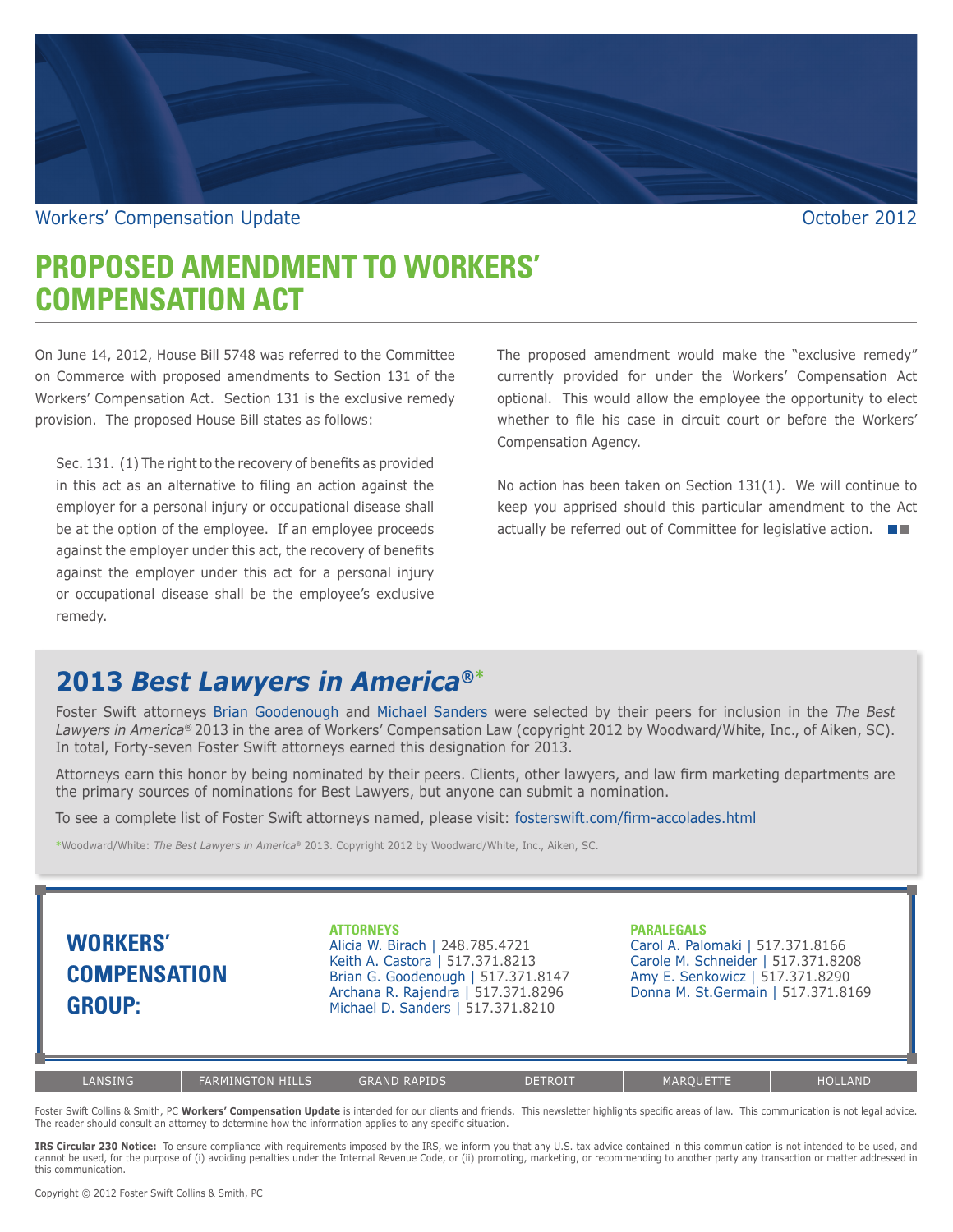Workers' Compensation Update

October 2012

# PROPOSED AMENDMENT TO WORKERS' COMPENSATION ACT

On June 14, 2012, House Bill 5748 was referred to the Committee on Commerce with proposed amendments to Section 131 of the Workers' Compensation Act. Section 131 is the exclusive remedy provision. The proposed House Bill states as follows:

> Sec. 131. (1) The right to the recovery of benefits as provided in this act as an alternative to filing an action against the employer for a personal injury or occupational disease shall be at the option of the employee. If an employee proceeds against the employer under this act, the recovery of benefits against the employer under this act for a personal injury or occupational disease shall be the employee's exclusive remedy.

The proposed amendment would make the "exclusive remedy" currently provided for under the Workers' Compensation Act optional. This would allow the employee the opportunity to elect whether to file his case in circuit court or before the Workers' Compensation Agency.

No action has been taken on Section 131(1). We will continue to keep you apprised should this particular amendment to the Act actually be referred out of Committee for legislative action.

## 2013 *Best Lawyers in America*®*

Foster Swift attorneys Brian Goodenough and Michael Sanders were selected by their peers for inclusion in the *The Best Lawyers in America*® 2013 in the area of Workers' Compensation Law (copyright 2012 by Woodward/White, Inc., of Aiken, SC). In total, Forty-seven Foster Swift attorneys earned this designation for 2013.

Attorneys earn this honor by being nominated by their peers. Clients, other lawyers, and law firm marketing departments are the primary sources of nominations for Best Lawyers, but anyone can submit a nomination.

To see a complete list of Foster Swift attorneys named, please visit: fosterswift.com/firm-accolades.html

*Woodward/White: *The Best Lawyers in America*® 2013. Copyright 2012 by Woodward/White, Inc., Aiken, SC.

## WORKERS' COMPENSATION GROUP:

**ATTORNEYS**

Alicia W. Birach | 248.785.4721
Keith A. Castora | 517.371.8213
Brian G. Goodenough | 517.371.8147
Archana R. Rajendra | 517.371.8296
Michael D. Sanders | 517.371.8210

**PARALEGALS**

Carol A. Palomaki | 517.371.8166
Carole M. Schneider | 517.371.8208
Amy E. Senkowicz | 517.371.8290
Donna M. St.Germain | 517.371.8169

LANSING | FARMINGTON HILLS | GRAND RAPIDS | DETROIT | MARQUETTE | HOLLAND

Foster Swift Collins & Smith, PC **Workers' Compensation Update** is intended for our clients and friends. This newsletter highlights specific areas of law. This communication is not legal advice. The reader should consult an attorney to determine how the information applies to any specific situation.

**IRS Circular 230 Notice:** To ensure compliance with requirements imposed by the IRS, we inform you that any U.S. tax advice contained in this communication is not intended to be used, and cannot be used, for the purpose of (i) avoiding penalties under the Internal Revenue Code, or (ii) promoting, marketing, or recommending to another party any transaction or matter addressed in this communication.

Copyright © 2012 Foster Swift Collins & Smith, PC